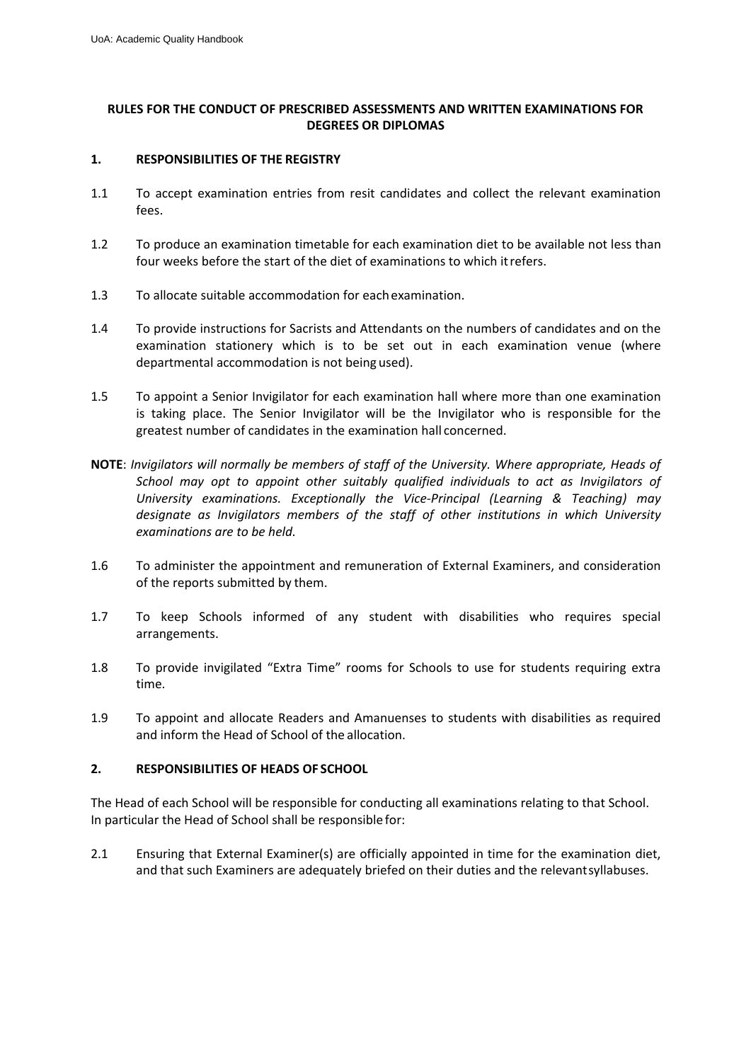# RULES FOR THE CONDUCT OF PRESCRIBED ASSESSMENTS AND WRITTEN EXAMINATIONS FOR DEGREES OR DIPLOMAS

## 1. RESPONSIBILITIES OF THE REGISTRY

1.1 To accept examination entries from resit candidates and collect the relevant examination fees.

1.2 To produce an examination timetable for each examination diet to be available not less than four weeks before the start of the diet of examinations to which it refers.

1.3 To allocate suitable accommodation for each examination.

1.4 To provide instructions for Sacrists and Attendants on the numbers of candidates and on the examination stationery which is to be set out in each examination venue (where departmental accommodation is not being used).

1.5 To appoint a Senior Invigilator for each examination hall where more than one examination is taking place. The Senior Invigilator will be the Invigilator who is responsible for the greatest number of candidates in the examination hall concerned.

**NOTE**: *Invigilators will normally be members of staff of the University. Where appropriate, Heads of School may opt to appoint other suitably qualified individuals to act as Invigilators of University examinations. Exceptionally the Vice-Principal (Learning & Teaching) may designate as Invigilators members of the staff of other institutions in which University examinations are to be held.*

1.6 To administer the appointment and remuneration of External Examiners, and consideration of the reports submitted by them.

1.7 To keep Schools informed of any student with disabilities who requires special arrangements.

1.8 To provide invigilated "Extra Time" rooms for Schools to use for students requiring extra time.

1.9 To appoint and allocate Readers and Amanuenses to students with disabilities as required and inform the Head of School of the allocation.

## 2. RESPONSIBILITIES OF HEADS OF SCHOOL

The Head of each School will be responsible for conducting all examinations relating to that School. In particular the Head of School shall be responsible for:

2.1 Ensuring that External Examiner(s) are officially appointed in time for the examination diet, and that such Examiners are adequately briefed on their duties and the relevant syllabuses.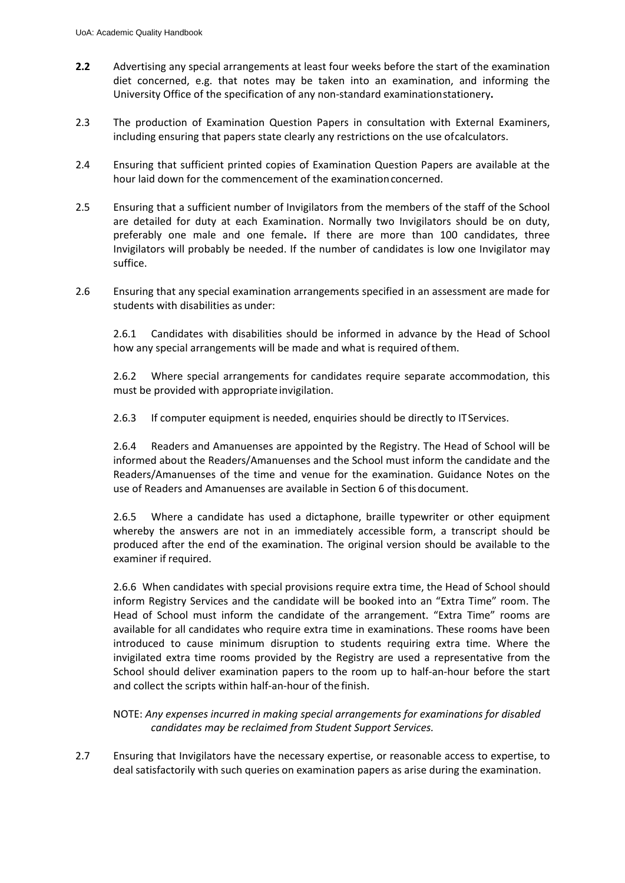**2.2** Advertising any special arrangements at least four weeks before the start of the examination diet concerned, e.g. that notes may be taken into an examination, and informing the University Office of the specification of any non-standard examination stationery**.**

2.3 The production of Examination Question Papers in consultation with External Examiners, including ensuring that papers state clearly any restrictions on the use of calculators.

2.4 Ensuring that sufficient printed copies of Examination Question Papers are available at the hour laid down for the commencement of the examination concerned.

2.5 Ensuring that a sufficient number of Invigilators from the members of the staff of the School are detailed for duty at each Examination. Normally two Invigilators should be on duty, preferably one male and one female**.** If there are more than 100 candidates, three Invigilators will probably be needed. If the number of candidates is low one Invigilator may suffice.

2.6 Ensuring that any special examination arrangements specified in an assessment are made for students with disabilities as under:

2.6.1 Candidates with disabilities should be informed in advance by the Head of School how any special arrangements will be made and what is required of them.

2.6.2 Where special arrangements for candidates require separate accommodation, this must be provided with appropriate invigilation.

2.6.3 If computer equipment is needed, enquiries should be directly to IT Services.

2.6.4 Readers and Amanuenses are appointed by the Registry. The Head of School will be informed about the Readers/Amanuenses and the School must inform the candidate and the Readers/Amanuenses of the time and venue for the examination. Guidance Notes on the use of Readers and Amanuenses are available in Section 6 of this document.

2.6.5 Where a candidate has used a dictaphone, braille typewriter or other equipment whereby the answers are not in an immediately accessible form, a transcript should be produced after the end of the examination. The original version should be available to the examiner if required.

2.6.6 When candidates with special provisions require extra time, the Head of School should inform Registry Services and the candidate will be booked into an "Extra Time" room. The Head of School must inform the candidate of the arrangement. "Extra Time" rooms are available for all candidates who require extra time in examinations. These rooms have been introduced to cause minimum disruption to students requiring extra time. Where the invigilated extra time rooms provided by the Registry are used a representative from the School should deliver examination papers to the room up to half-an-hour before the start and collect the scripts within half-an-hour of the finish.

NOTE: *Any expenses incurred in making special arrangements for examinations for disabled candidates may be reclaimed from Student Support Services.*

2.7 Ensuring that Invigilators have the necessary expertise, or reasonable access to expertise, to deal satisfactorily with such queries on examination papers as arise during the examination.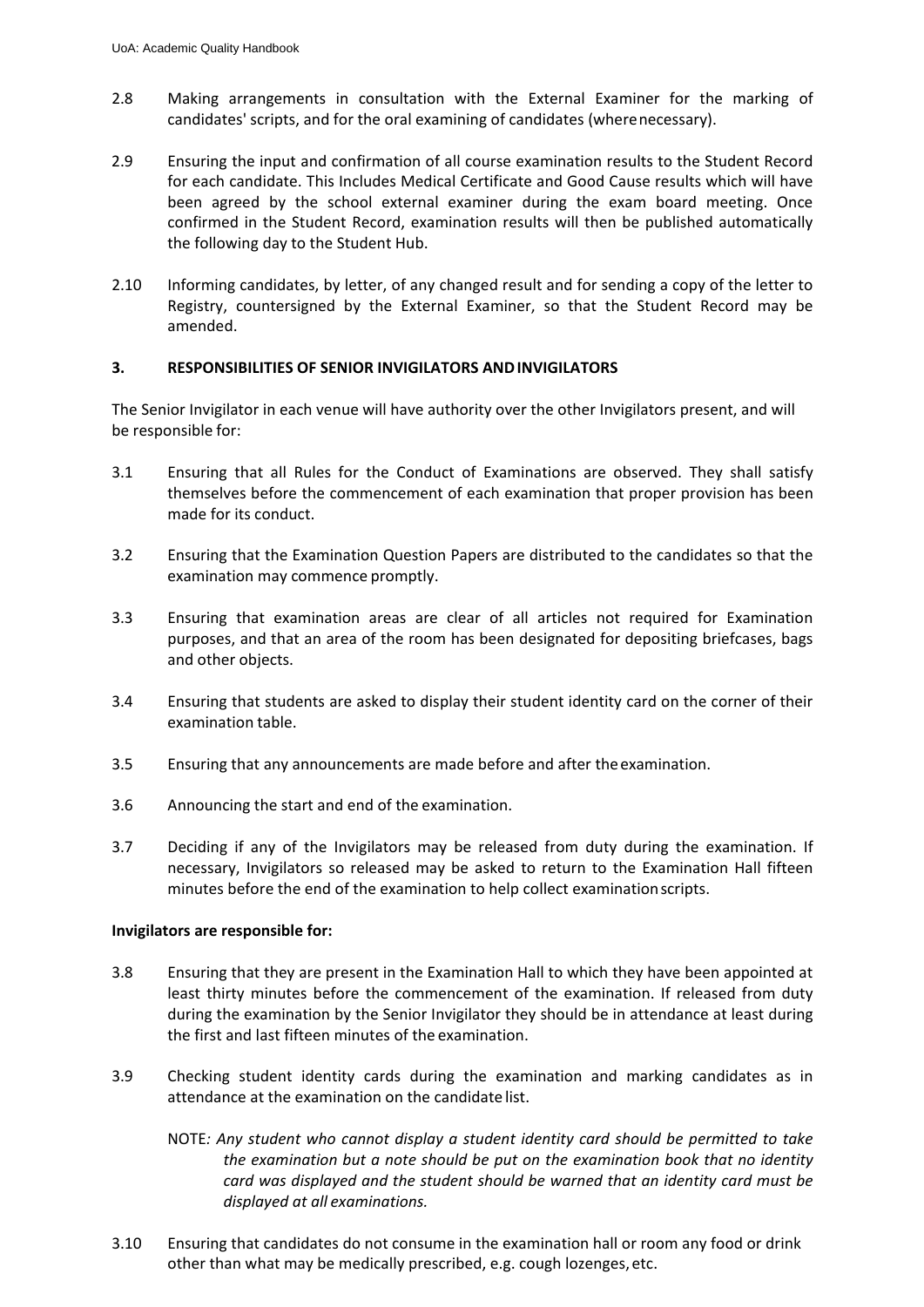2.8 Making arrangements in consultation with the External Examiner for the marking of candidates' scripts, and for the oral examining of candidates (where necessary).

2.9 Ensuring the input and confirmation of all course examination results to the Student Record for each candidate. This Includes Medical Certificate and Good Cause results which will have been agreed by the school external examiner during the exam board meeting. Once confirmed in the Student Record, examination results will then be published automatically the following day to the Student Hub.

2.10 Informing candidates, by letter, of any changed result and for sending a copy of the letter to Registry, countersigned by the External Examiner, so that the Student Record may be amended.

### 3. RESPONSIBILITIES OF SENIOR INVIGILATORS AND INVIGILATORS

The Senior Invigilator in each venue will have authority over the other Invigilators present, and will be responsible for:

3.1 Ensuring that all Rules for the Conduct of Examinations are observed. They shall satisfy themselves before the commencement of each examination that proper provision has been made for its conduct.

3.2 Ensuring that the Examination Question Papers are distributed to the candidates so that the examination may commence promptly.

3.3 Ensuring that examination areas are clear of all articles not required for Examination purposes, and that an area of the room has been designated for depositing briefcases, bags and other objects.

3.4 Ensuring that students are asked to display their student identity card on the corner of their examination table.

3.5 Ensuring that any announcements are made before and after the examination.

3.6 Announcing the start and end of the examination.

3.7 Deciding if any of the Invigilators may be released from duty during the examination. If necessary, Invigilators so released may be asked to return to the Examination Hall fifteen minutes before the end of the examination to help collect examination scripts.

**Invigilators are responsible for:**

3.8 Ensuring that they are present in the Examination Hall to which they have been appointed at least thirty minutes before the commencement of the examination. If released from duty during the examination by the Senior Invigilator they should be in attendance at least during the first and last fifteen minutes of the examination.

3.9 Checking student identity cards during the examination and marking candidates as in attendance at the examination on the candidate list.

NOTE*: Any student who cannot display a student identity card should be permitted to take the examination but a note should be put on the examination book that no identity card was displayed and the student should be warned that an identity card must be displayed at all examinations.*

3.10 Ensuring that candidates do not consume in the examination hall or room any food or drink other than what may be medically prescribed, e.g. cough lozenges, etc.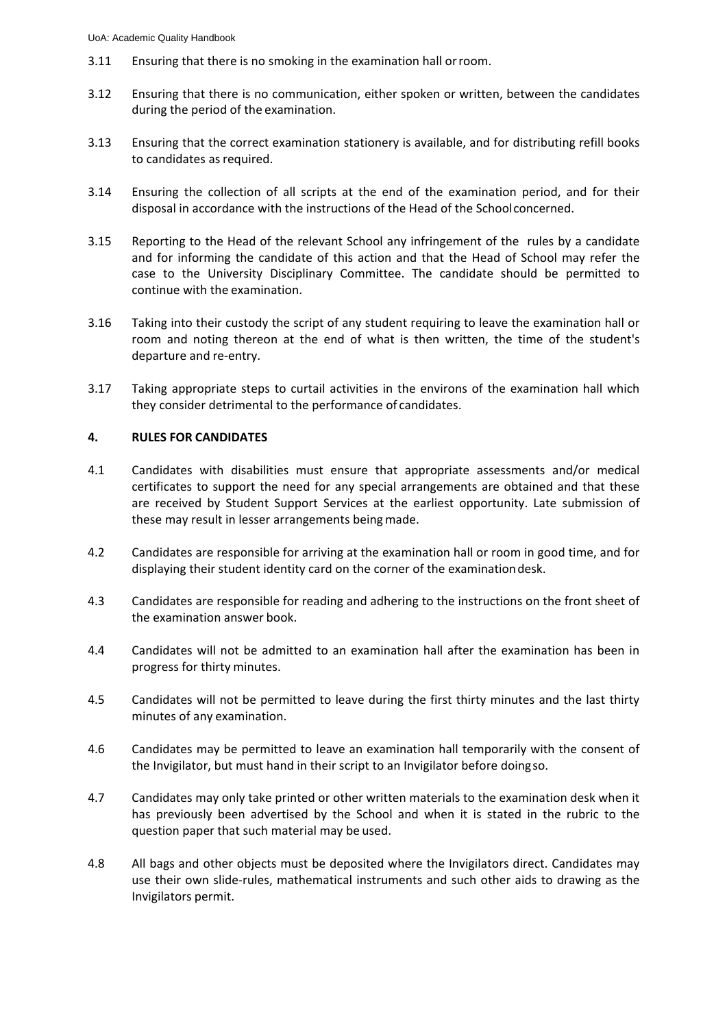3.11 Ensuring that there is no smoking in the examination hall or room.

3.12 Ensuring that there is no communication, either spoken or written, between the candidates during the period of the examination.

3.13 Ensuring that the correct examination stationery is available, and for distributing refill books to candidates as required.

3.14 Ensuring the collection of all scripts at the end of the examination period, and for their disposal in accordance with the instructions of the Head of the School concerned.

3.15 Reporting to the Head of the relevant School any infringement of the rules by a candidate and for informing the candidate of this action and that the Head of School may refer the case to the University Disciplinary Committee. The candidate should be permitted to continue with the examination.

3.16 Taking into their custody the script of any student requiring to leave the examination hall or room and noting thereon at the end of what is then written, the time of the student's departure and re-entry.

3.17 Taking appropriate steps to curtail activities in the environs of the examination hall which they consider detrimental to the performance of candidates.

## 4. RULES FOR CANDIDATES

4.1 Candidates with disabilities must ensure that appropriate assessments and/or medical certificates to support the need for any special arrangements are obtained and that these are received by Student Support Services at the earliest opportunity. Late submission of these may result in lesser arrangements being made.

4.2 Candidates are responsible for arriving at the examination hall or room in good time, and for displaying their student identity card on the corner of the examination desk.

4.3 Candidates are responsible for reading and adhering to the instructions on the front sheet of the examination answer book.

4.4 Candidates will not be admitted to an examination hall after the examination has been in progress for thirty minutes.

4.5 Candidates will not be permitted to leave during the first thirty minutes and the last thirty minutes of any examination.

4.6 Candidates may be permitted to leave an examination hall temporarily with the consent of the Invigilator, but must hand in their script to an Invigilator before doing so.

4.7 Candidates may only take printed or other written materials to the examination desk when it has previously been advertised by the School and when it is stated in the rubric to the question paper that such material may be used.

4.8 All bags and other objects must be deposited where the Invigilators direct. Candidates may use their own slide-rules, mathematical instruments and such other aids to drawing as the Invigilators permit.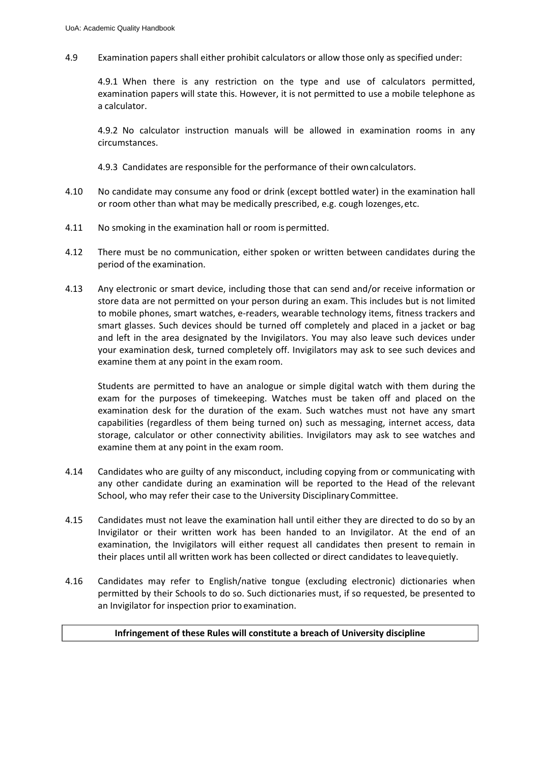4.9 Examination papers shall either prohibit calculators or allow those only as specified under:

4.9.1 When there is any restriction on the type and use of calculators permitted, examination papers will state this. However, it is not permitted to use a mobile telephone as a calculator.

4.9.2 No calculator instruction manuals will be allowed in examination rooms in any circumstances.

4.9.3 Candidates are responsible for the performance of their own calculators.

4.10 No candidate may consume any food or drink (except bottled water) in the examination hall or room other than what may be medically prescribed, e.g. cough lozenges, etc.

4.11 No smoking in the examination hall or room is permitted.

4.12 There must be no communication, either spoken or written between candidates during the period of the examination.

4.13 Any electronic or smart device, including those that can send and/or receive information or store data are not permitted on your person during an exam. This includes but is not limited to mobile phones, smart watches, e-readers, wearable technology items, fitness trackers and smart glasses. Such devices should be turned off completely and placed in a jacket or bag and left in the area designated by the Invigilators. You may also leave such devices under your examination desk, turned completely off. Invigilators may ask to see such devices and examine them at any point in the exam room.

Students are permitted to have an analogue or simple digital watch with them during the exam for the purposes of timekeeping. Watches must be taken off and placed on the examination desk for the duration of the exam. Such watches must not have any smart capabilities (regardless of them being turned on) such as messaging, internet access, data storage, calculator or other connectivity abilities. Invigilators may ask to see watches and examine them at any point in the exam room.

4.14 Candidates who are guilty of any misconduct, including copying from or communicating with any other candidate during an examination will be reported to the Head of the relevant School, who may refer their case to the University Disciplinary Committee.

4.15 Candidates must not leave the examination hall until either they are directed to do so by an Invigilator or their written work has been handed to an Invigilator. At the end of an examination, the Invigilators will either request all candidates then present to remain in their places until all written work has been collected or direct candidates to leave quietly.

4.16 Candidates may refer to English/native tongue (excluding electronic) dictionaries when permitted by their Schools to do so. Such dictionaries must, if so requested, be presented to an Invigilator for inspection prior to examination.

**Infringement of these Rules will constitute a breach of University discipline**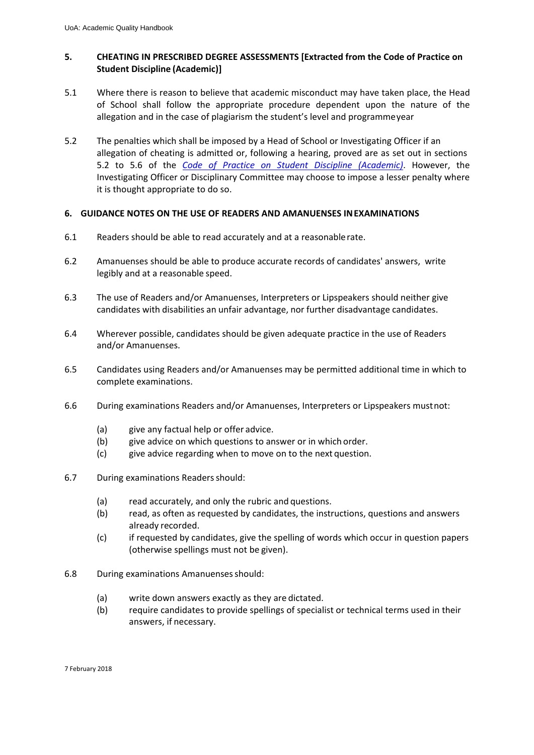## 5. CHEATING IN PRESCRIBED DEGREE ASSESSMENTS [Extracted from the Code of Practice on Student Discipline (Academic)]

5.1 Where there is reason to believe that academic misconduct may have taken place, the Head of School shall follow the appropriate procedure dependent upon the nature of the allegation and in the case of plagiarism the student's level and programme year

5.2 The penalties which shall be imposed by a Head of School or Investigating Officer if an allegation of cheating is admitted or, following a hearing, proved are as set out in sections 5.2 to 5.6 of the *Code of Practice on Student Discipline (Academic)*. However, the Investigating Officer or Disciplinary Committee may choose to impose a lesser penalty where it is thought appropriate to do so.

## 6. GUIDANCE NOTES ON THE USE OF READERS AND AMANUENSES IN EXAMINATIONS

6.1 Readers should be able to read accurately and at a reasonable rate.

6.2 Amanuenses should be able to produce accurate records of candidates' answers, write legibly and at a reasonable speed.

6.3 The use of Readers and/or Amanuenses, Interpreters or Lipspeakers should neither give candidates with disabilities an unfair advantage, nor further disadvantage candidates.

6.4 Wherever possible, candidates should be given adequate practice in the use of Readers and/or Amanuenses.

6.5 Candidates using Readers and/or Amanuenses may be permitted additional time in which to complete examinations.

6.6 During examinations Readers and/or Amanuenses, Interpreters or Lipspeakers must not:

(a) give any factual help or offer advice.
(b) give advice on which questions to answer or in which order.
(c) give advice regarding when to move on to the next question.

6.7 During examinations Readers should:

(a) read accurately, and only the rubric and questions.
(b) read, as often as requested by candidates, the instructions, questions and answers already recorded.
(c) if requested by candidates, give the spelling of words which occur in question papers (otherwise spellings must not be given).

6.8 During examinations Amanuenses should:

(a) write down answers exactly as they are dictated.
(b) require candidates to provide spellings of specialist or technical terms used in their answers, if necessary.